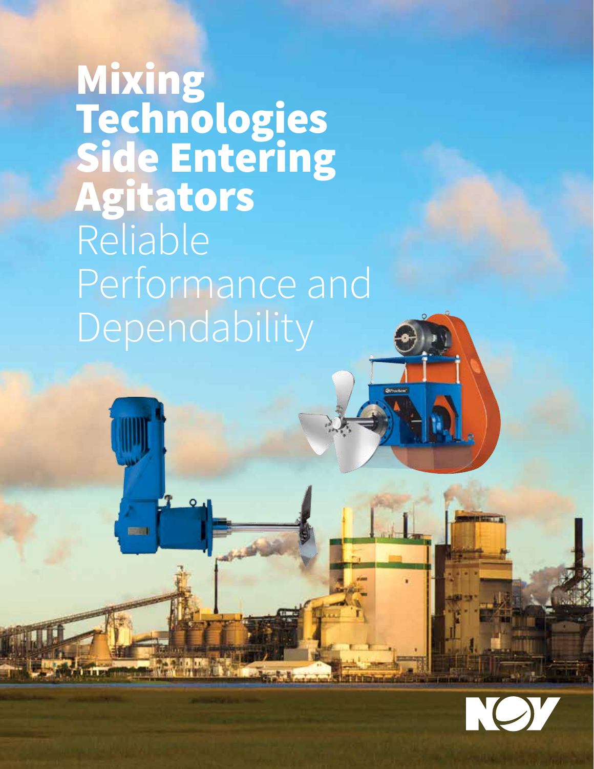# Mixing Technologies Side Entering Agitators

Reliable Performance and Dependability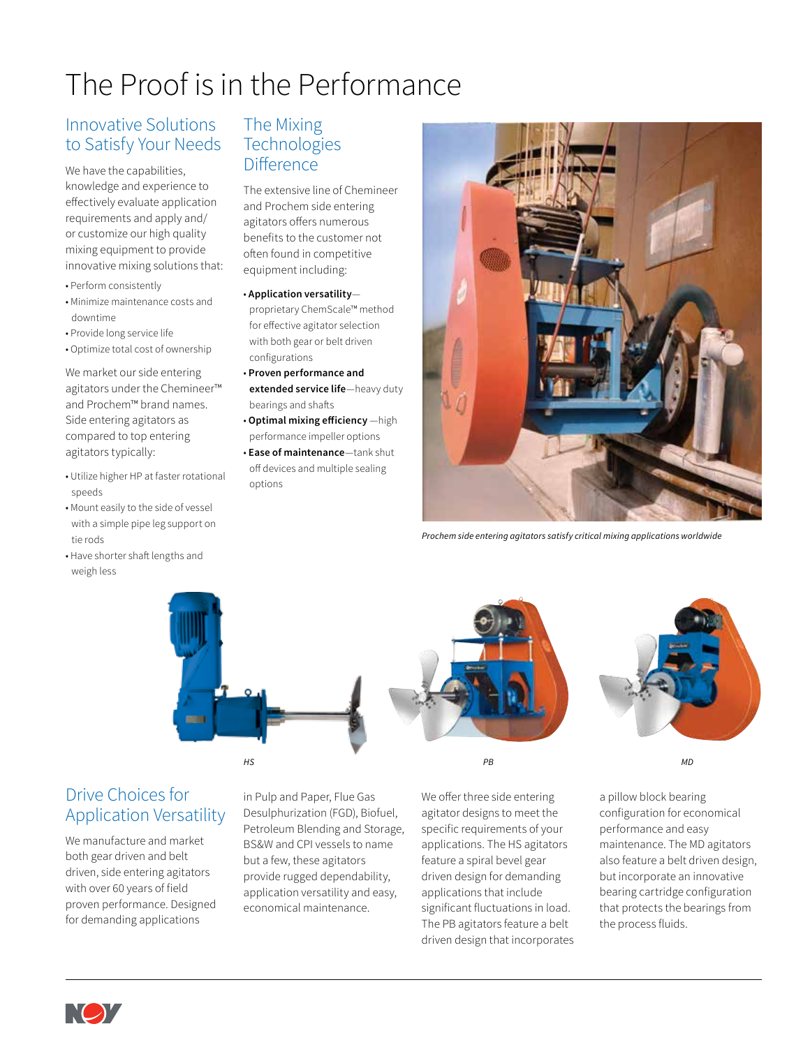# The Proof is in the Performance

## Innovative Solutions to Satisfy Your Needs

We have the capabilities, knowledge and experience to effectively evaluate application requirements and apply and/or customize our high quality mixing equipment to provide innovative mixing solutions that:

- Perform consistently
- Minimize maintenance costs and downtime
- Provide long service life
- Optimize total cost of ownership

We market our side entering agitators under the Chemineer™ and Prochem™ brand names. Side entering agitators as compared to top entering agitators typically:

- Utilize higher HP at faster rotational speeds
- Mount easily to the side of vessel with a simple pipe leg support on tie rods
- Have shorter shaft lengths and weigh less

## The Mixing Technologies Difference

The extensive line of Chemineer and Prochem side entering agitators offers numerous benefits to the customer not often found in competitive equipment including:

- **Application versatility**—proprietary ChemScale™ method for effective agitator selection with both gear or belt driven configurations
- **Proven performance and extended service life**—heavy duty bearings and shafts
- **Optimal mixing efficiency** —high performance impeller options
- **Ease of maintenance**—tank shut off devices and multiple sealing options

*Prochem side entering agitators satisfy critical mixing applications worldwide*

*HS*

*PB*

*MD*

## Drive Choices for Application Versatility

We manufacture and market both gear driven and belt driven, side entering agitators with over 60 years of field proven performance. Designed for demanding applications in Pulp and Paper, Flue Gas Desulphurization (FGD), Biofuel, Petroleum Blending and Storage, BS&W and CPI vessels to name but a few, these agitators provide rugged dependability, application versatility and easy, economical maintenance.

We offer three side entering agitator designs to meet the specific requirements of your applications. The HS agitators feature a spiral bevel gear driven design for demanding applications that include significant fluctuations in load. The PB agitators feature a belt driven design that incorporates a pillow block bearing configuration for economical performance and easy maintenance. The MD agitators also feature a belt driven design, but incorporate an innovative bearing cartridge configuration that protects the bearings from the process fluids.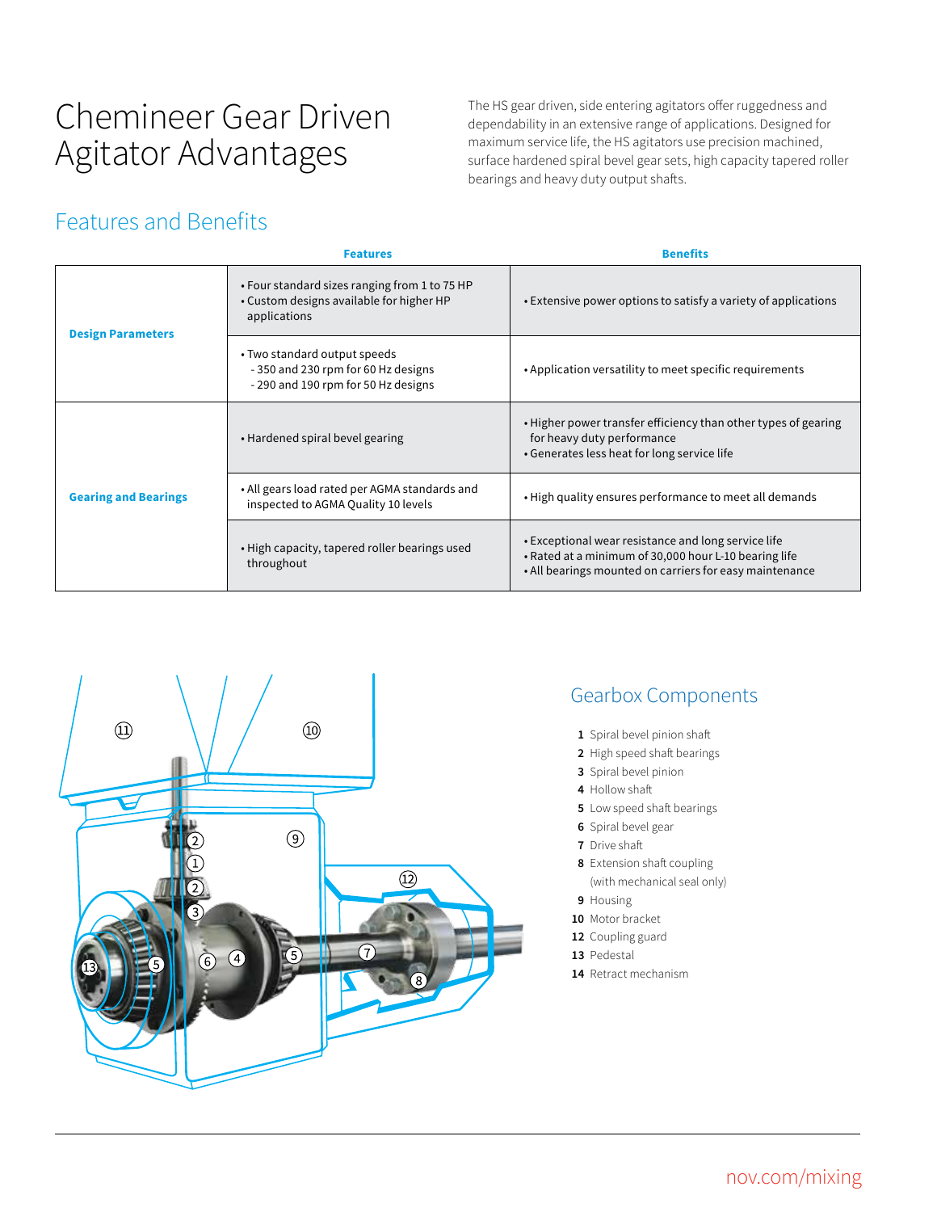# Chemineer Gear Driven Agitator Advantages

The HS gear driven, side entering agitators offer ruggedness and dependability in an extensive range of applications. Designed for maximum service life, the HS agitators use precision machined, surface hardened spiral bevel gear sets, high capacity tapered roller bearings and heavy duty output shafts.

## Features and Benefits

| | Features | Benefits |
|---|---|---|
| **Design Parameters** | • Four standard sizes ranging from 1 to 75 HP<br>• Custom designs available for higher HP applications | • Extensive power options to satisfy a variety of applications |
| | • Two standard output speeds<br>- 350 and 230 rpm for 60 Hz designs<br>- 290 and 190 rpm for 50 Hz designs | • Application versatility to meet specific requirements |
| **Gearing and Bearings** | • Hardened spiral bevel gearing | • Higher power transfer efficiency than other types of gearing for heavy duty performance<br>• Generates less heat for long service life |
| | • All gears load rated per AGMA standards and inspected to AGMA Quality 10 levels | • High quality ensures performance to meet all demands |
| | • High capacity, tapered roller bearings used throughout | • Exceptional wear resistance and long service life<br>• Rated at a minimum of 30,000 hour L-10 bearing life<br>• All bearings mounted on carriers for easy maintenance |

## Gearbox Components

1. Spiral bevel pinion shaft
2. High speed shaft bearings
3. Spiral bevel pinion
4. Hollow shaft
5. Low speed shaft bearings
6. Spiral bevel gear
7. Drive shaft
8. Extension shaft coupling (with mechanical seal only)
9. Housing
10. Motor bracket
12. Coupling guard
13. Pedestal
14. Retract mechanism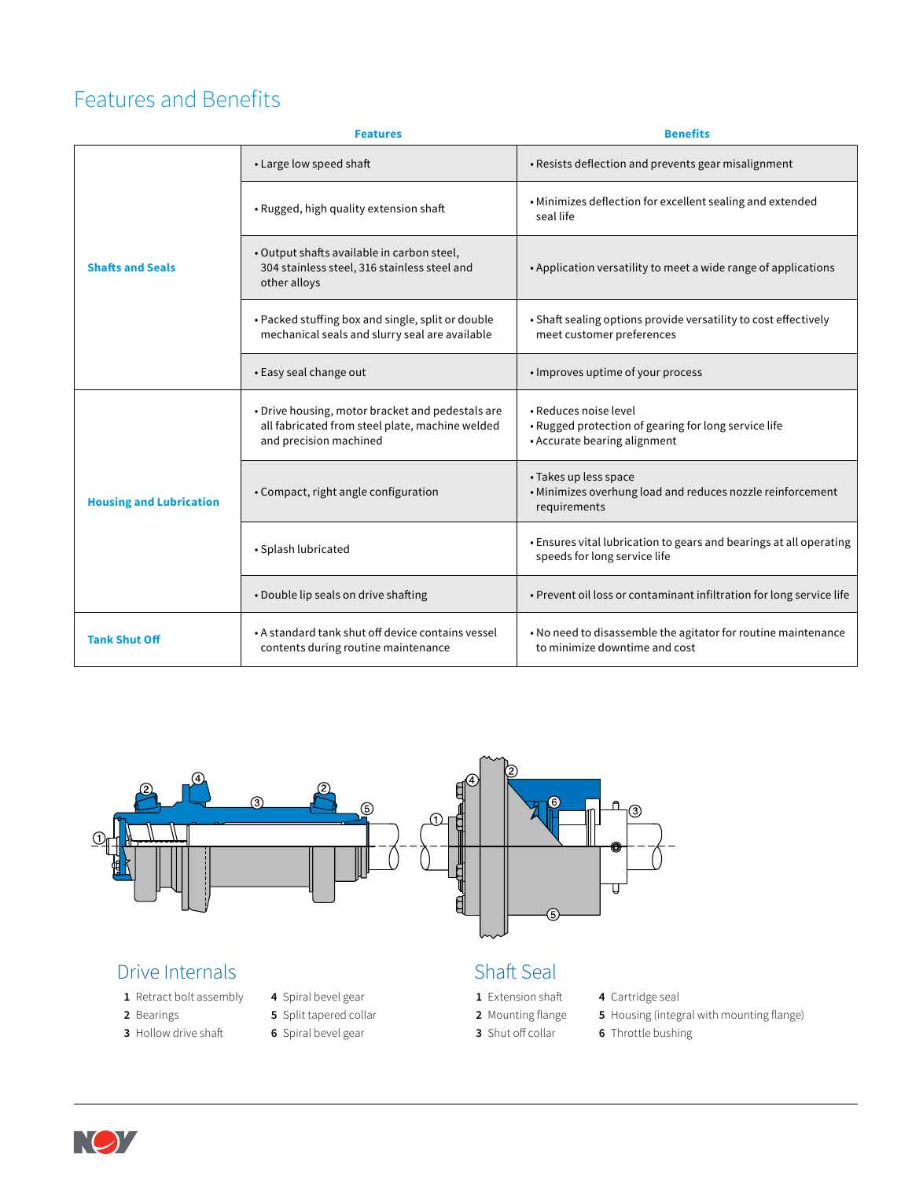# Features and Benefits

| | Features | Benefits |
|---|---|---|
| **Shafts and Seals** | • Large low speed shaft | • Resists deflection and prevents gear misalignment |
| | • Rugged, high quality extension shaft | • Minimizes deflection for excellent sealing and extended seal life |
| | • Output shafts available in carbon steel, 304 stainless steel, 316 stainless steel and other alloys | • Application versatility to meet a wide range of applications |
| | • Packed stuffing box and single, split or double mechanical seals and slurry seal are available | • Shaft sealing options provide versatility to cost effectively meet customer preferences |
| | • Easy seal change out | • Improves uptime of your process |
| **Housing and Lubrication** | • Drive housing, motor bracket and pedestals are all fabricated from steel plate, machine welded and precision machined | • Reduces noise level<br>• Rugged protection of gearing for long service life<br>• Accurate bearing alignment |
| | • Compact, right angle configuration | • Takes up less space<br>• Minimizes overhung load and reduces nozzle reinforcement requirements |
| | • Splash lubricated | • Ensures vital lubrication to gears and bearings at all operating speeds for long service life |
| | • Double lip seals on drive shafting | • Prevent oil loss or contaminant infiltration for long service life |
| **Tank Shut Off** | • A standard tank shut off device contains vessel contents during routine maintenance | • No need to disassemble the agitator for routine maintenance to minimize downtime and cost |

## Drive Internals

1. Retract bolt assembly
2. Bearings
3. Hollow drive shaft
4. Spiral bevel gear
5. Split tapered collar
6. Spiral bevel gear

## Shaft Seal

1. Extension shaft
2. Mounting flange
3. Shut off collar
4. Cartridge seal
5. Housing (integral with mounting flange)
6. Throttle bushing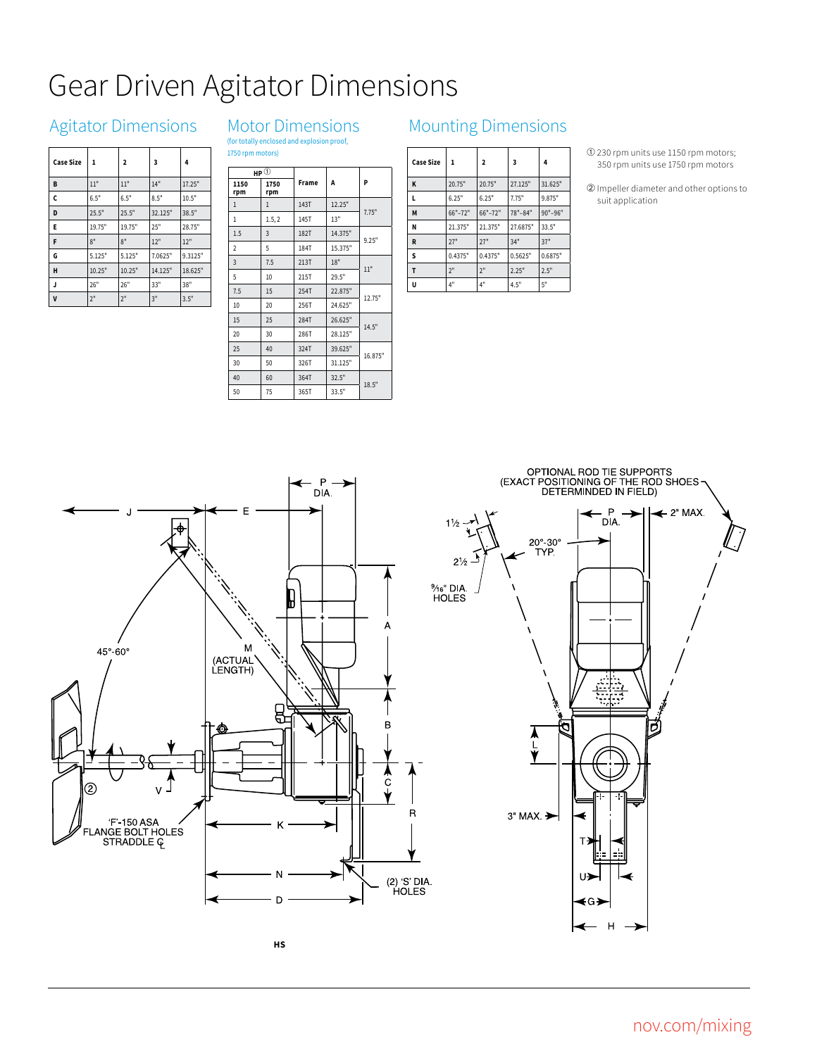# Gear Driven Agitator Dimensions

## Agitator Dimensions

| Case Size | 1 | 2 | 3 | 4 |
|---|---|---|---|---|
| B | 11" | 11" | 14" | 17.25" |
| C | 6.5" | 6.5" | 8.5" | 10.5" |
| D | 25.5" | 25.5" | 32.125" | 38.5" |
| E | 19.75" | 19.75" | 25" | 28.75" |
| F | 8" | 8" | 12" | 12" |
| G | 5.125" | 5.125" | 7.0625" | 9.3125" |
| H | 10.25" | 10.25" | 14.125" | 18.625" |
| J | 26" | 26" | 33" | 38" |
| V | 2" | 2" | 3" | 3.5" |

## Motor Dimensions

(for totally enclosed and explosion proof, 1750 rpm motors)

| HP ① | | Frame | A | P |
|---|---|---|---|---|
| 1150 rpm | 1750 rpm | | | |
| 1 | 1 | 143T | 12.25" | 7.75" |
| 1 | 1.5, 2 | 145T | 13" | |
| 1.5 | 3 | 182T | 14.375" | 9.25" |
| 2 | 5 | 184T | 15.375" | |
| 3 | 7.5 | 213T | 18" | 11" |
| 5 | 10 | 215T | 29.5" | |
| 7.5 | 15 | 254T | 22.875" | 12.75" |
| 10 | 20 | 256T | 24.625" | |
| 15 | 25 | 284T | 26.625" | 14.5" |
| 20 | 30 | 286T | 28.125" | |
| 25 | 40 | 324T | 39.625" | 16.875" |
| 30 | 50 | 326T | 31.125" | |
| 40 | 60 | 364T | 32.5" | 18.5" |
| 50 | 75 | 365T | 33.5" | |

## Mounting Dimensions

| Case Size | 1 | 2 | 3 | 4 |
|---|---|---|---|---|
| K | 20.75" | 20.75" | 27.125" | 31.625" |
| L | 6.25" | 6.25" | 7.75" | 9.875" |
| M | 66"–72" | 66"–72" | 78"–84" | 90"–96" |
| N | 21.375" | 21.375" | 27.6875" | 33.5" |
| R | 27" | 27" | 34" | 37" |
| S | 0.4375" | 0.4375" | 0.5625" | 0.6875" |
| T | 2" | 2" | 2.25" | 2.5" |
| U | 4" | 4" | 4.5" | 5" |

① 230 rpm units use 1150 rpm motors; 350 rpm units use 1750 rpm motors

② Impeller diameter and other options to suit application

HS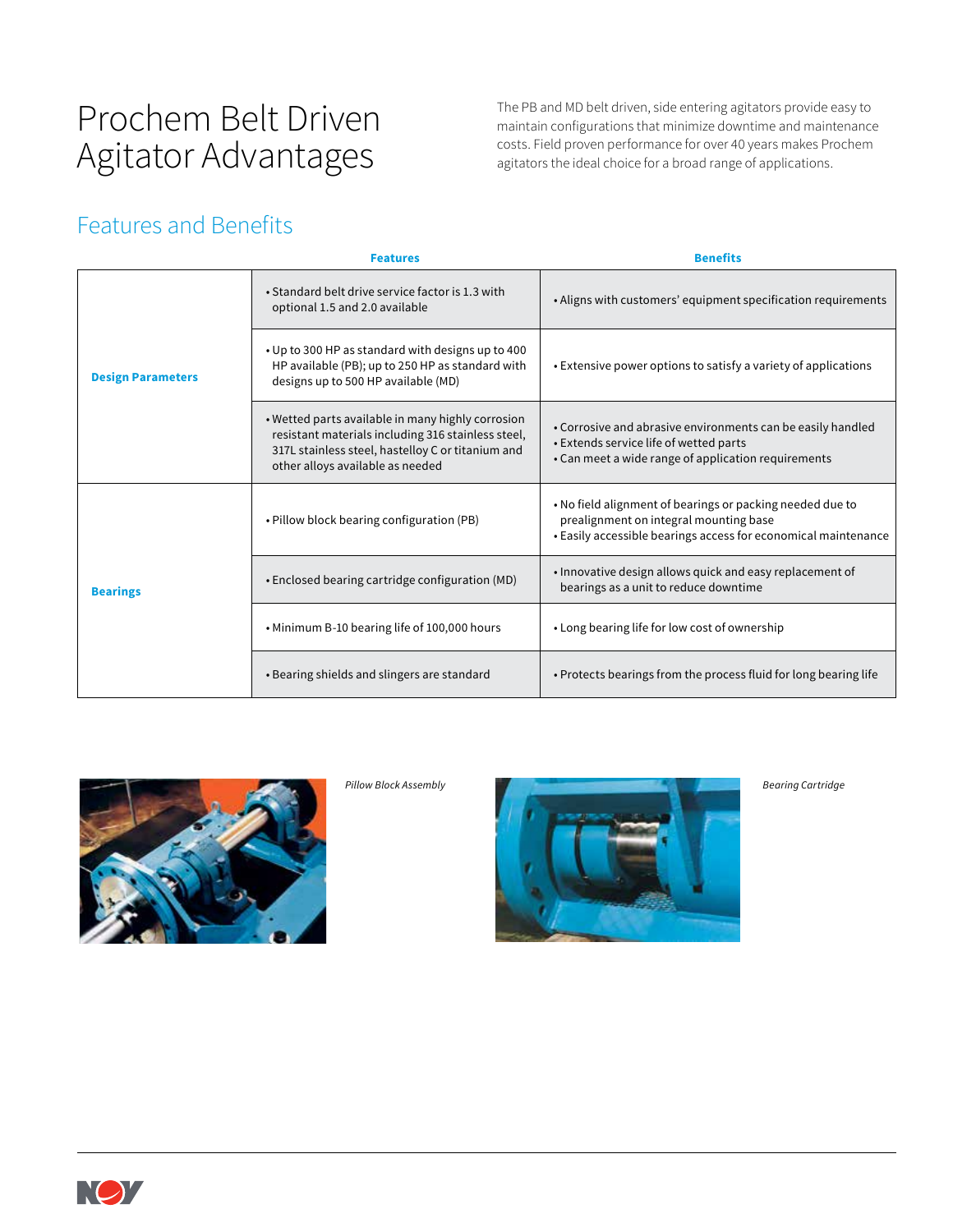# Prochem Belt Driven Agitator Advantages

The PB and MD belt driven, side entering agitators provide easy to maintain configurations that minimize downtime and maintenance costs. Field proven performance for over 40 years makes Prochem agitators the ideal choice for a broad range of applications.

## Features and Benefits

| | Features | Benefits |
|---|---|---|
| **Design Parameters** | • Standard belt drive service factor is 1.3 with optional 1.5 and 2.0 available | • Aligns with customers' equipment specification requirements |
| | • Up to 300 HP as standard with designs up to 400 HP available (PB); up to 250 HP as standard with designs up to 500 HP available (MD) | • Extensive power options to satisfy a variety of applications |
| | • Wetted parts available in many highly corrosion resistant materials including 316 stainless steel, 317L stainless steel, hastelloy C or titanium and other alloys available as needed | • Corrosive and abrasive environments can be easily handled<br>• Extends service life of wetted parts<br>• Can meet a wide range of application requirements |
| **Bearings** | • Pillow block bearing configuration (PB) | • No field alignment of bearings or packing needed due to prealignment on integral mounting base<br>• Easily accessible bearings access for economical maintenance |
| | • Enclosed bearing cartridge configuration (MD) | • Innovative design allows quick and easy replacement of bearings as a unit to reduce downtime |
| | • Minimum B-10 bearing life of 100,000 hours | • Long bearing life for low cost of ownership |
| | • Bearing shields and slingers are standard | • Protects bearings from the process fluid for long bearing life |

*Pillow Block Assembly*

*Bearing Cartridge*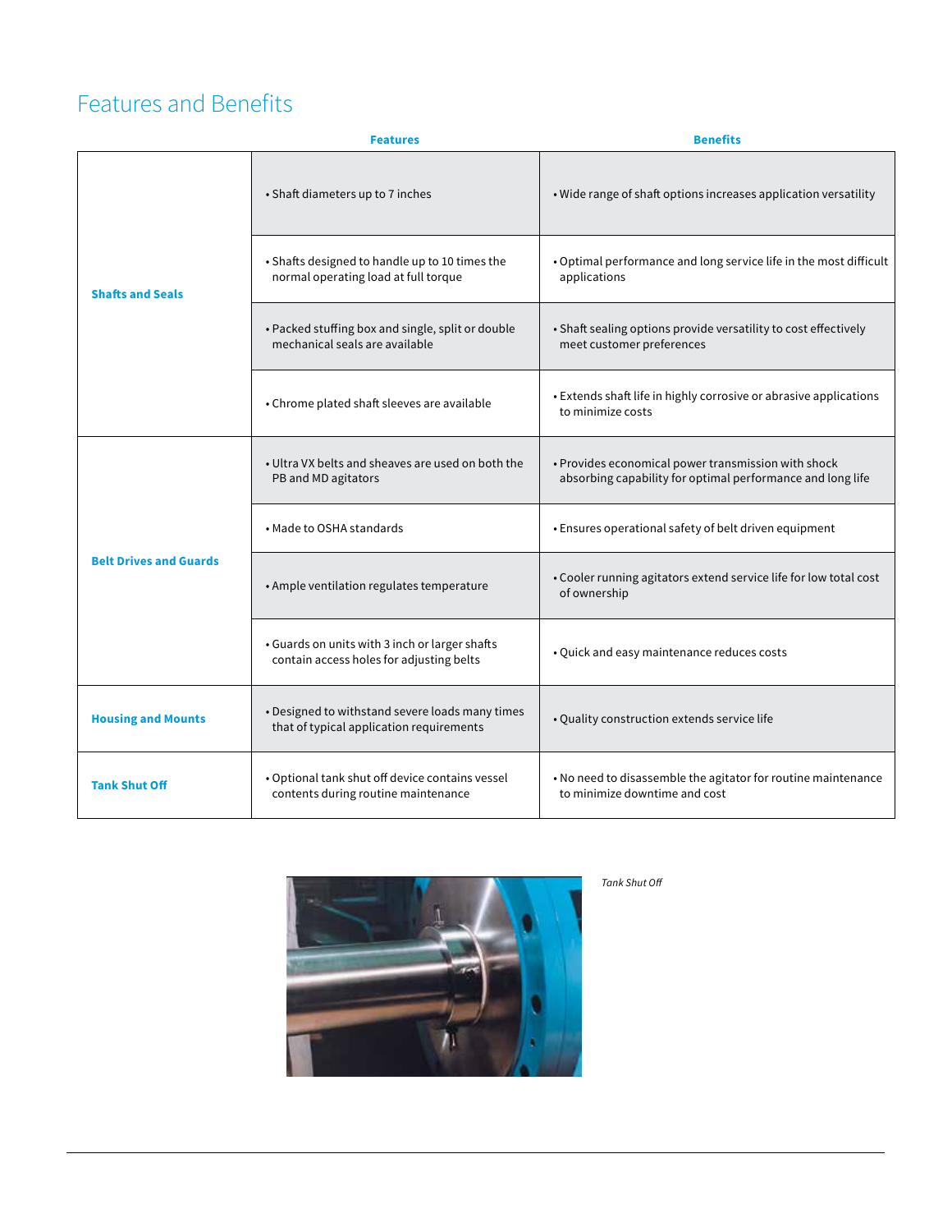## Features and Benefits

| | Features | Benefits |
|---|---|---|
| **Shafts and Seals** | • Shaft diameters up to 7 inches | • Wide range of shaft options increases application versatility |
| | • Shafts designed to handle up to 10 times the normal operating load at full torque | • Optimal performance and long service life in the most difficult applications |
| | • Packed stuffing box and single, split or double mechanical seals are available | • Shaft sealing options provide versatility to cost effectively meet customer preferences |
| | • Chrome plated shaft sleeves are available | • Extends shaft life in highly corrosive or abrasive applications to minimize costs |
| **Belt Drives and Guards** | • Ultra VX belts and sheaves are used on both the PB and MD agitators | • Provides economical power transmission with shock absorbing capability for optimal performance and long life |
| | • Made to OSHA standards | • Ensures operational safety of belt driven equipment |
| | • Ample ventilation regulates temperature | • Cooler running agitators extend service life for low total cost of ownership |
| | • Guards on units with 3 inch or larger shafts contain access holes for adjusting belts | • Quick and easy maintenance reduces costs |
| **Housing and Mounts** | • Designed to withstand severe loads many times that of typical application requirements | • Quality construction extends service life |
| **Tank Shut Off** | • Optional tank shut off device contains vessel contents during routine maintenance | • No need to disassemble the agitator for routine maintenance to minimize downtime and cost |

*Tank Shut Off*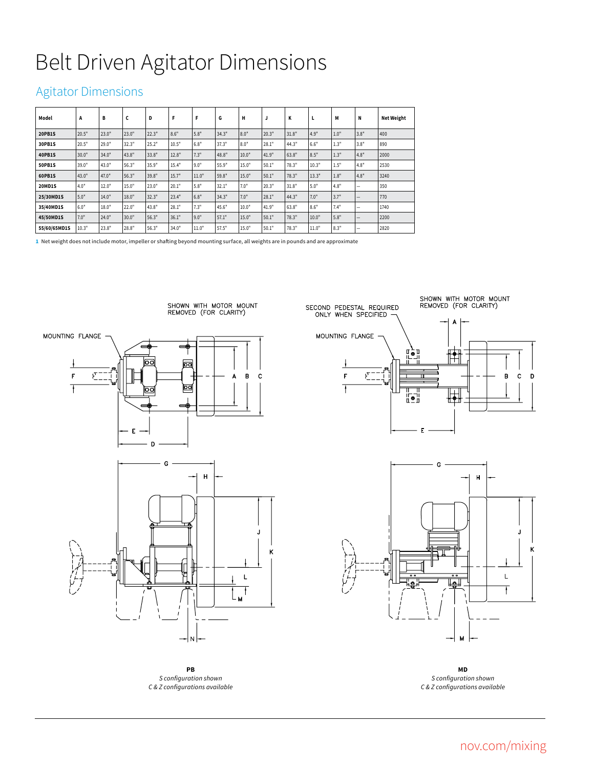# Belt Driven Agitator Dimensions

## Agitator Dimensions

| Model | A | B | C | D | F | F | G | H | J | K | L | M | N | Net Weight |
|---|---|---|---|---|---|---|---|---|---|---|---|---|---|---|
| 20PB1S | 20.5" | 23.0" | 23.0" | 22.3" | 8.6" | 5.8" | 34.3" | 8.0" | 20.3" | 31.8" | 4.9" | 1.0" | 3.8" | 400 |
| 30PB1S | 20.5" | 29.0" | 32.3" | 25.2" | 10.5" | 6.8" | 37.3" | 8.0" | 28.1" | 44.3" | 6.6" | 1.3" | 3.8" | 890 |
| 40PB1S | 30.0" | 34.0" | 43.8" | 33.8" | 12.8" | 7.3" | 48.8" | 10.0" | 41.9" | 63.8" | 8.5" | 1.3" | 4.8" | 2000 |
| 50PB1S | 39.0" | 43.0" | 56.3" | 35.9" | 15.4" | 9.0" | 55.9" | 15.0" | 50.1" | 78.3" | 10.3" | 1.5" | 4.8" | 2530 |
| 60PB1S | 43.0" | 47.0" | 56.3" | 39.8" | 15.7" | 11.0" | 59.8" | 15.0" | 50.1" | 78.3" | 13.3" | 1.8" | 4.8" | 3240 |
| 20MD1S | 4.0" | 12.0" | 15.0" | 23.0" | 20.1" | 5.8" | 32.1" | 7.0" | 20.3" | 31.8" | 5.0" | 4.8" | – | 350 |
| 25/30MD1S | 5.0" | 14.0" | 18.0" | 32.3" | 23.4" | 6.8" | 34.3" | 7.0" | 28.1" | 44.3" | 7.0" | 3.7" | – | 770 |
| 35/40MD1S | 6.0" | 18.0" | 22.0" | 43.8" | 28.1" | 7.3" | 45.6" | 10.0" | 41.9" | 63.8" | 8.6" | 7.4" | – | 1740 |
| 45/50MD1S | 7.0" | 24.0" | 30.0" | 56.3" | 36.1" | 9.0" | 57.1" | 15.0" | 50.1" | 78.3" | 10.0" | 5.8" | – | 2200 |
| 55/60/65MD1S | 10.3" | 23.8" | 28.8" | 56.3" | 34.0" | 11.0" | 57.5" | 15.0" | 50.1" | 78.3" | 11.0" | 8.3" | – | 2820 |

1 Net weight does not include motor, impeller or shafting beyond mounting surface, all weights are in pounds and are approximate

**PB**
*S configuration shown*
*C & Z configurations available*

**MD**
*S configuration shown*
*C & Z configurations available*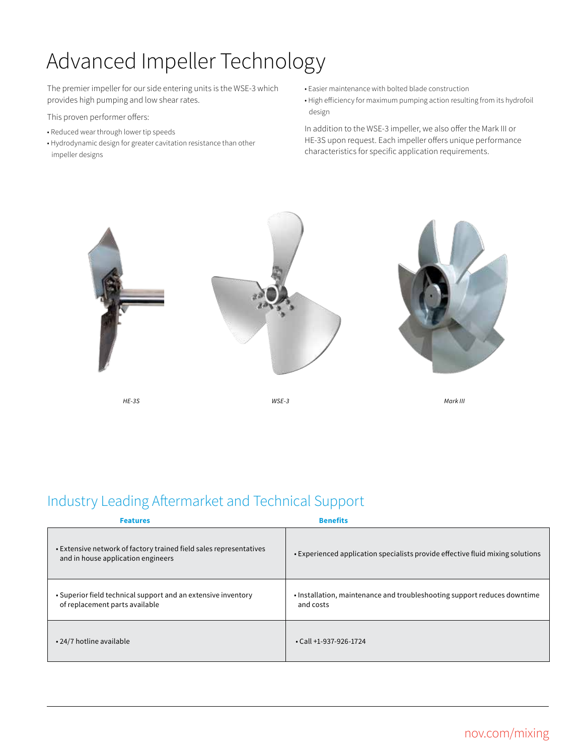# Advanced Impeller Technology

The premier impeller for our side entering units is the WSE-3 which provides high pumping and low shear rates.

This proven performer offers:

- Reduced wear through lower tip speeds
- Hydrodynamic design for greater cavitation resistance than other impeller designs
- Easier maintenance with bolted blade construction
- High efficiency for maximum pumping action resulting from its hydrofoil design

In addition to the WSE-3 impeller, we also offer the Mark III or HE-3S upon request. Each impeller offers unique performance characteristics for specific application requirements.

*HE-3S*

*WSE-3*

*Mark III*

## Industry Leading Aftermarket and Technical Support

| Features | Benefits |
|---|---|
| • Extensive network of factory trained field sales representatives and in house application engineers | • Experienced application specialists provide effective fluid mixing solutions |
| • Superior field technical support and an extensive inventory of replacement parts available | • Installation, maintenance and troubleshooting support reduces downtime and costs |
| • 24/7 hotline available | • Call +1-937-926-1724 |

nov.com/mixing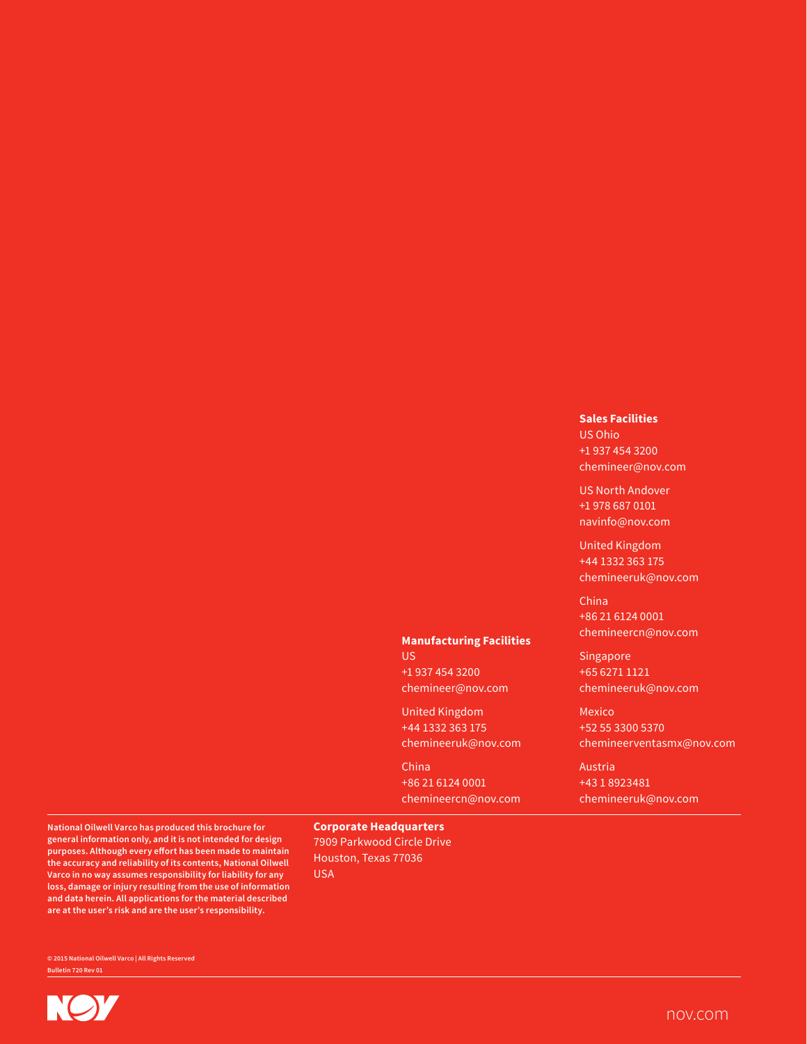**Sales Facilities**

US Ohio
+1 937 454 3200
chemineer@nov.com

US North Andover
+1 978 687 0101
navinfo@nov.com

United Kingdom
+44 1332 363 175
chemineeruk@nov.com

China
+86 21 6124 0001
chemineercn@nov.com

Singapore
+65 6271 1121
chemineeruk@nov.com

Mexico
+52 55 3300 5370
chemineerventasmx@nov.com

Austria
+43 1 8923481
chemineeruk@nov.com

**Manufacturing Facilities**

US
+1 937 454 3200
chemineer@nov.com

United Kingdom
+44 1332 363 175
chemineeruk@nov.com

China
+86 21 6124 0001
chemineercn@nov.com

**National Oilwell Varco has produced this brochure for general information only, and it is not intended for design purposes. Although every effort has been made to maintain the accuracy and reliability of its contents, National Oilwell Varco in no way assumes responsibility for liability for any loss, damage or injury resulting from the use of information and data herein. All applications for the material described are at the user's risk and are the user's responsibility.**

**Corporate Headquarters**
7909 Parkwood Circle Drive
Houston, Texas 77036
USA

© 2015 National Oilwell Varco | All Rights Reserved
Bulletin 720 Rev 01

nov.com